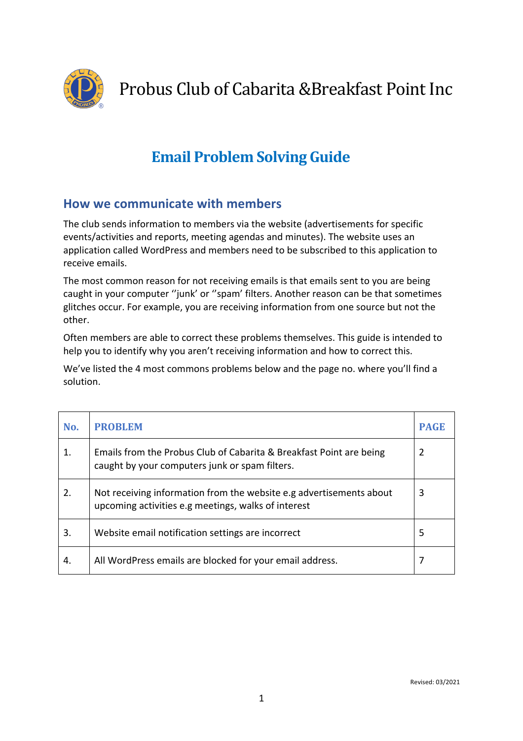# Probus Club of Cabarita &Breakfast Point Inc

## Email Problem Solving Guide

### How we communicate with members

The club sends information to members via the website (advertisements for specific events/activities and reports, meeting agendas and minutes). The website uses an application called WordPress and members need to be subscribed to this application to receive emails.

The most common reason for not receiving emails is that emails sent to you are being caught in your computer ''junk' or ''spam' filters. Another reason can be that sometimes glitches occur. For example, you are receiving information from one source but not the other.

Often members are able to correct these problems themselves. This guide is intended to help you to identify why you aren't receiving information and how to correct this.

We've listed the 4 most commons problems below and the page no. where you'll find a solution.

| No. | PROBLEM | PAGE |
|---|---|---|
| 1. | Emails from the Probus Club of Cabarita & Breakfast Point are being caught by your computers junk or spam filters. | 2 |
| 2. | Not receiving information from the website e.g advertisements about upcoming activities e.g meetings, walks of interest | 3 |
| 3. | Website email notification settings are incorrect | 5 |
| 4. | All WordPress emails are blocked for your email address. | 7 |

Revised: 03/2021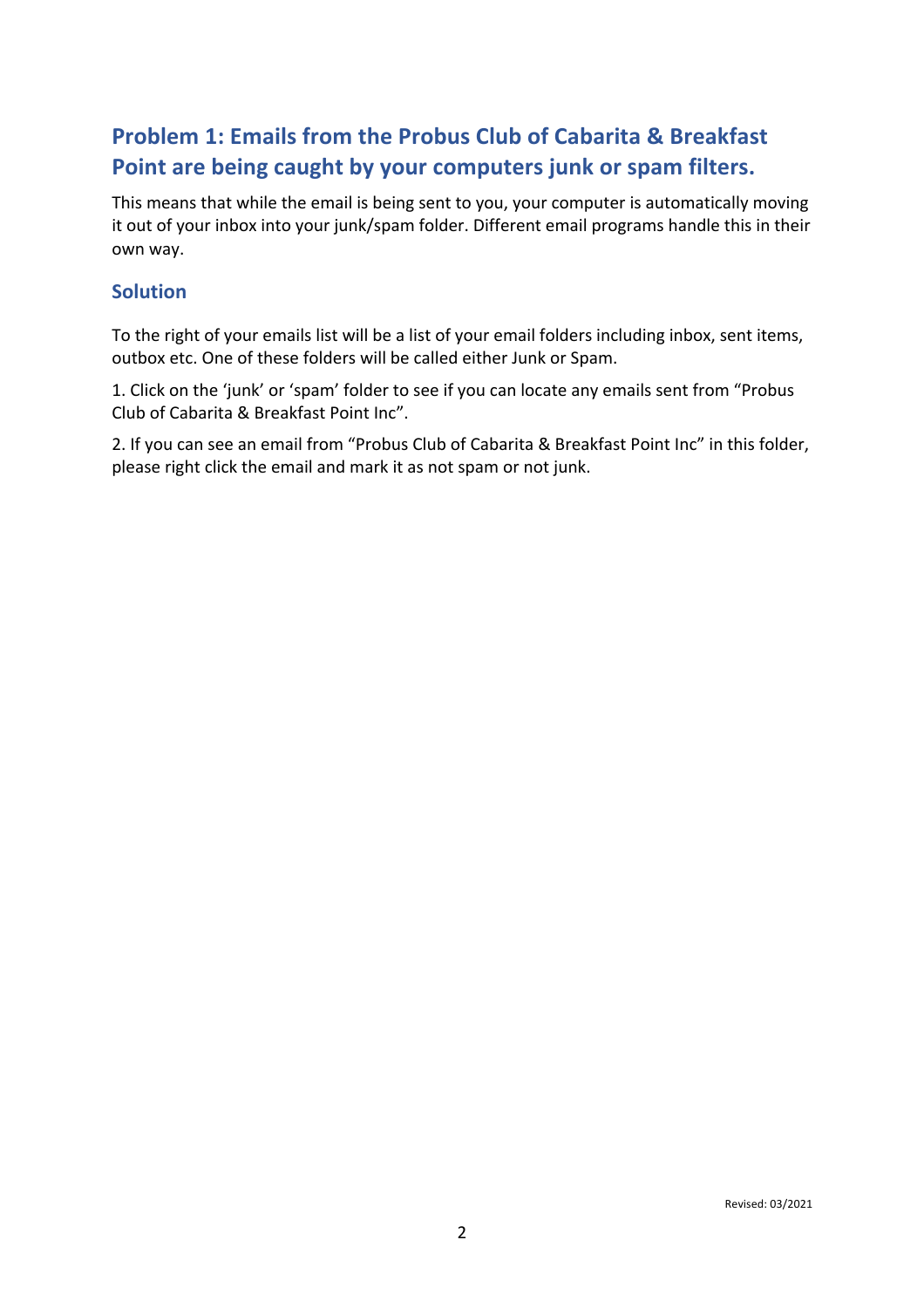## Problem 1: Emails from the Probus Club of Cabarita & Breakfast Point are being caught by your computers junk or spam filters.

This means that while the email is being sent to you, your computer is automatically moving it out of your inbox into your junk/spam folder. Different email programs handle this in their own way.

### Solution

To the right of your emails list will be a list of your email folders including inbox, sent items, outbox etc. One of these folders will be called either Junk or Spam.

1. Click on the 'junk' or 'spam' folder to see if you can locate any emails sent from "Probus Club of Cabarita & Breakfast Point Inc".

2. If you can see an email from "Probus Club of Cabarita & Breakfast Point Inc" in this folder, please right click the email and mark it as not spam or not junk.

Revised: 03/2021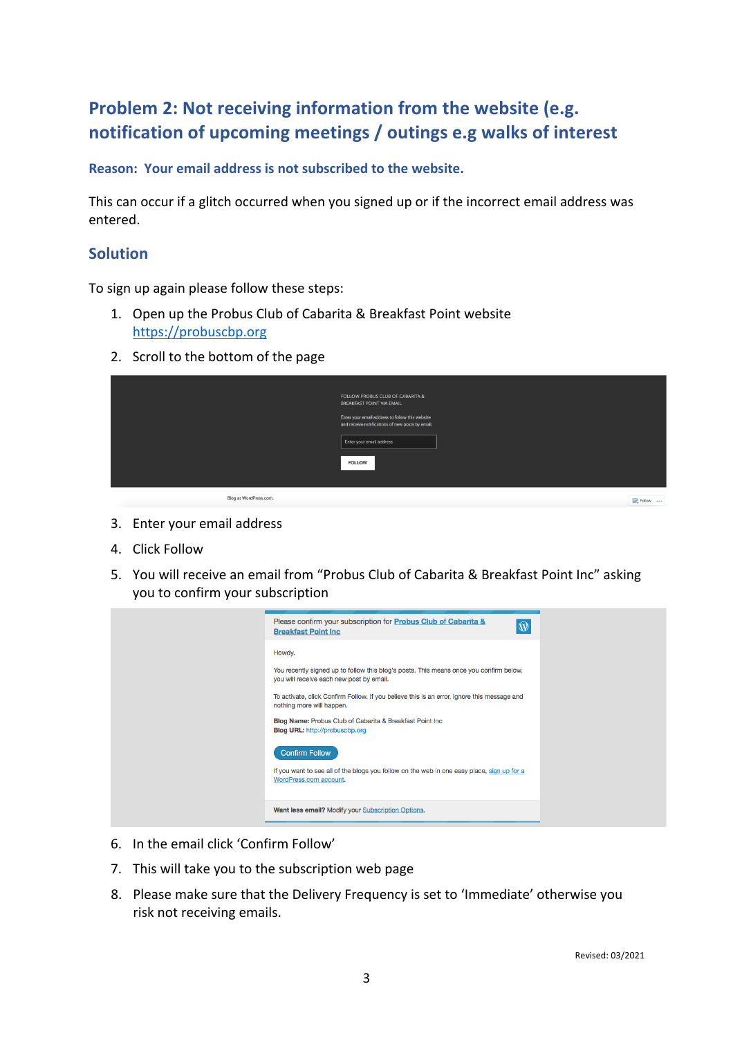## Problem 2: Not receiving information from the website (e.g. notification of upcoming meetings / outings e.g walks of interest

### Reason: Your email address is not subscribed to the website.

This can occur if a glitch occurred when you signed up or if the incorrect email address was entered.

## Solution

To sign up again please follow these steps:

1. Open up the Probus Club of Cabarita & Breakfast Point website https://probuscbp.org
2. Scroll to the bottom of the page
3. Enter your email address
4. Click Follow
5. You will receive an email from "Probus Club of Cabarita & Breakfast Point Inc" asking you to confirm your subscription
6. In the email click 'Confirm Follow'
7. This will take you to the subscription web page
8. Please make sure that the Delivery Frequency is set to 'Immediate' otherwise you risk not receiving emails.

Revised: 03/2021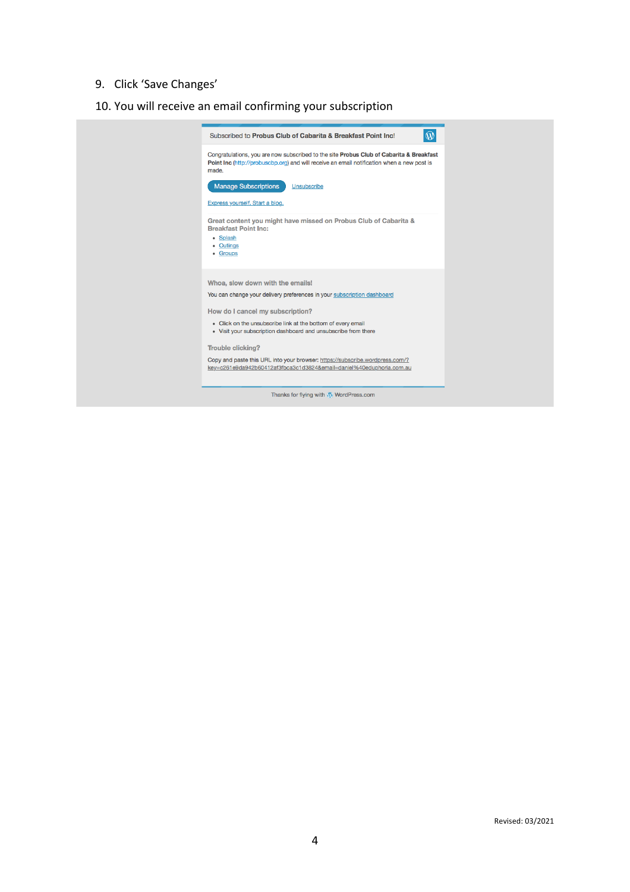9. Click 'Save Changes'
10. You will receive an email confirming your subscription

Subscribed to **Probus Club of Cabarita & Breakfast Point Inc!**

Congratulations, you are now subscribed to the site **Probus Club of Cabarita & Breakfast Point Inc** (http://probuscbp.org) and will receive an email notification when a new post is made.

Manage Subscriptions   Unsubscribe

Express yourself. Start a blog.

**Great content you might have missed on Probus Club of Cabarita & Breakfast Point Inc:**

- Splash
- Outings
- Groups

**Whoa, slow down with the emails!**

You can change your delivery preferences in your subscription dashboard

**How do I cancel my subscription?**

- Click on the unsubscribe link at the bottom of every email
- Visit your subscription dashboard and unsubscribe from there

**Trouble clicking?**

Copy and paste this URL into your browser: https://subscribe.wordpress.com/?key=c261e9da942b60412af3fbca3c1d3824&email=daniel%40eduphoria.com.au

Thanks for flying with WordPress.com

Revised: 03/2021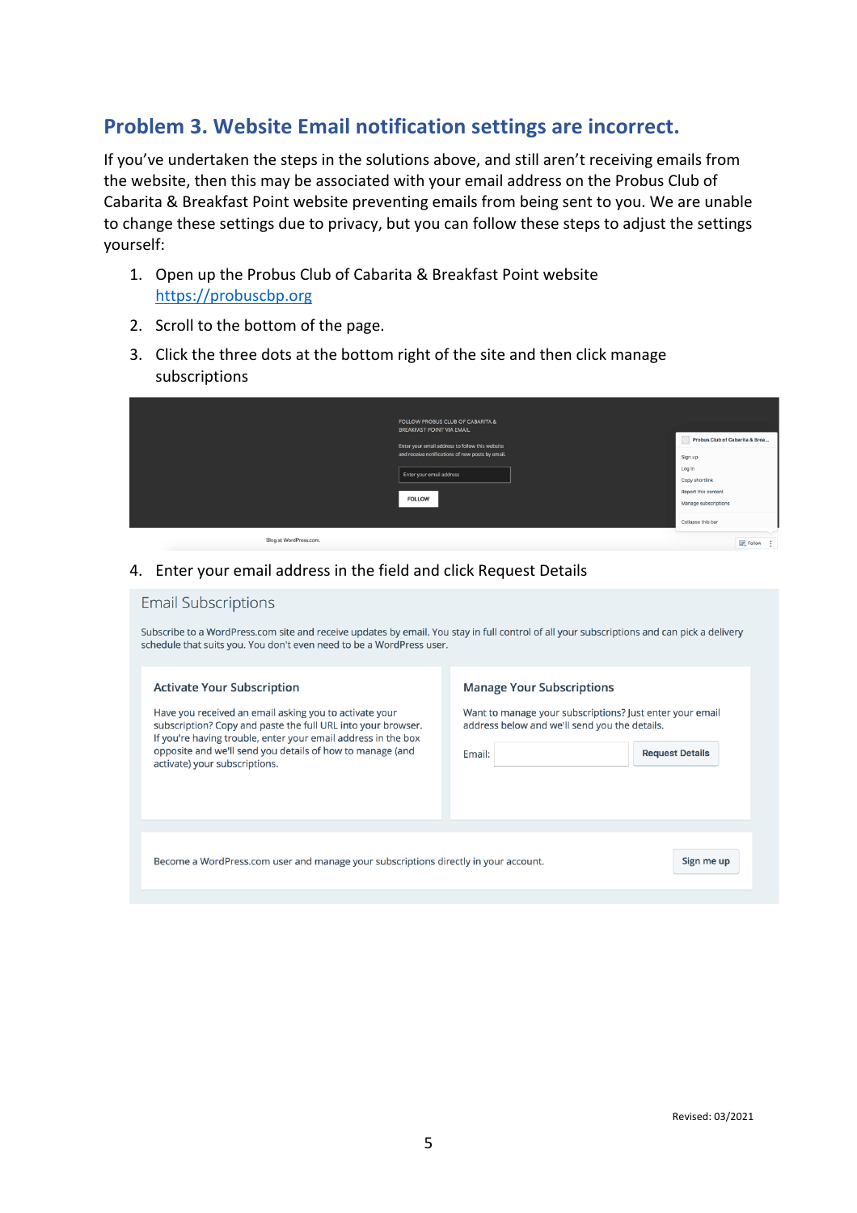## Problem 3. Website Email notification settings are incorrect.

If you've undertaken the steps in the solutions above, and still aren't receiving emails from the website, then this may be associated with your email address on the Probus Club of Cabarita & Breakfast Point website preventing emails from being sent to you. We are unable to change these settings due to privacy, but you can follow these steps to adjust the settings yourself:

1. Open up the Probus Club of Cabarita & Breakfast Point website https://probuscbp.org
2. Scroll to the bottom of the page.
3. Click the three dots at the bottom right of the site and then click manage subscriptions
4. Enter your email address in the field and click Request Details

Revised: 03/2021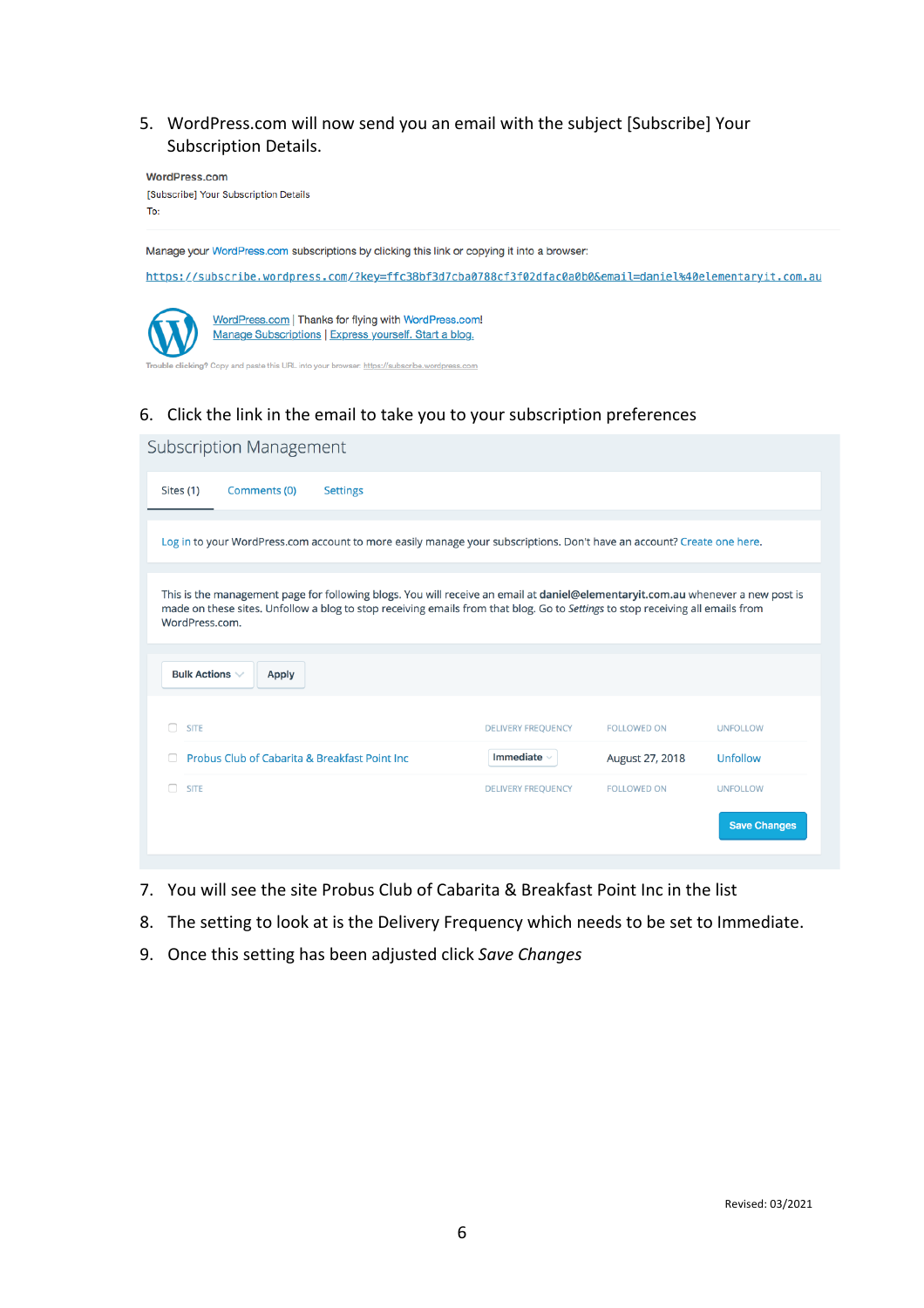5. WordPress.com will now send you an email with the subject [Subscribe] Your Subscription Details.

WordPress.com
[Subscribe] Your Subscription Details
To:

Manage your WordPress.com subscriptions by clicking this link or copying it into a browser:

https://subscribe.wordpress.com/?key=ffc38bf3d7cba0788cf3f02dfac0a0b0&email=daniel%40elementaryit.com.au

WordPress.com | Thanks for flying with WordPress.com!
Manage Subscriptions | Express yourself. Start a blog.

Trouble clicking? Copy and paste this URL into your browser: https://subscribe.wordpress.com

6. Click the link in the email to take you to your subscription preferences

Subscription Management

Sites (1) Comments (0) Settings

Log in to your WordPress.com account to more easily manage your subscriptions. Don't have an account? Create one here.

This is the management page for following blogs. You will receive an email at **daniel@elementaryit.com.au** whenever a new post is made on these sites. Unfollow a blog to stop receiving emails from that blog. Go to *Settings* to stop receiving all emails from WordPress.com.

Bulk Actions | Apply

| SITE | DELIVERY FREQUENCY | FOLLOWED ON | UNFOLLOW |
|---|---|---|---|
| Probus Club of Cabarita & Breakfast Point Inc | Immediate | August 27, 2018 | Unfollow |
| SITE | DELIVERY FREQUENCY | FOLLOWED ON | UNFOLLOW |

Save Changes

7. You will see the site Probus Club of Cabarita & Breakfast Point Inc in the list
8. The setting to look at is the Delivery Frequency which needs to be set to Immediate.
9. Once this setting has been adjusted click *Save Changes*

Revised: 03/2021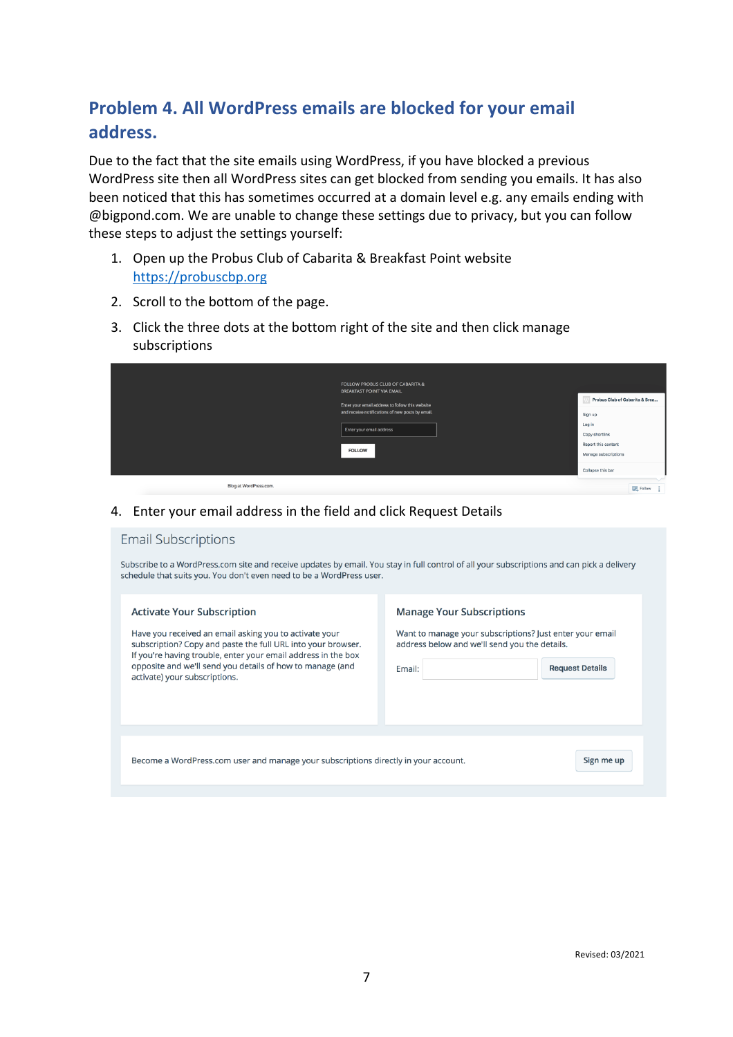## Problem 4. All WordPress emails are blocked for your email address.

Due to the fact that the site emails using WordPress, if you have blocked a previous WordPress site then all WordPress sites can get blocked from sending you emails. It has also been noticed that this has sometimes occurred at a domain level e.g. any emails ending with @bigpond.com. We are unable to change these settings due to privacy, but you can follow these steps to adjust the settings yourself:

1. Open up the Probus Club of Cabarita & Breakfast Point website https://probuscbp.org
2. Scroll to the bottom of the page.
3. Click the three dots at the bottom right of the site and then click manage subscriptions

4. Enter your email address in the field and click Request Details

Revised: 03/2021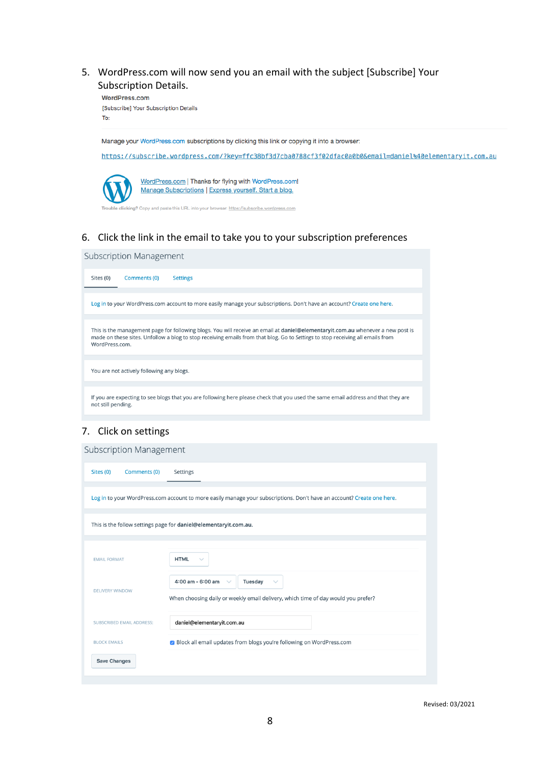5. WordPress.com will now send you an email with the subject [Subscribe] Your Subscription Details.

WordPress.com
[Subscribe] Your Subscription Details
To:

Manage your WordPress.com subscriptions by clicking this link or copying it into a browser:

https://subscribe.wordpress.com/?key=ffc38bf3d7cba0788cf3f02dfac0a0b0&email=daniel%40elementaryit.com.au

WordPress.com | Thanks for flying with WordPress.com!
Manage Subscriptions | Express yourself. Start a blog.

Trouble clicking? Copy and paste this URL into your browser: https://subscribe.wordpress.com

6. Click the link in the email to take you to your subscription preferences

Subscription Management

Sites (0) Comments (0) Settings

Log in to your WordPress.com account to more easily manage your subscriptions. Don't have an account? Create one here.

This is the management page for following blogs. You will receive an email at **daniel@elementaryit.com.au** whenever a new post is made on these sites. Unfollow a blog to stop receiving emails from that blog. Go to *Settings* to stop receiving all emails from WordPress.com.

You are not actively following any blogs.

If you are expecting to see blogs that you are following here please check that you used the same email address and that they are not still pending.

7. Click on settings

Subscription Management

Sites (0) Comments (0) Settings

Log in to your WordPress.com account to more easily manage your subscriptions. Don't have an account? Create one here.

This is the follow settings page for **daniel@elementaryit.com.au**.

| | |
|---|---|
| EMAIL FORMAT | HTML |
| DELIVERY WINDOW | 4:00 am - 6:00 am, Tuesday<br>When choosing daily or weekly email delivery, which time of day would you prefer? |
| SUBSCRIBED EMAIL ADDRESS: | daniel@elementaryit.com.au |
| BLOCK EMAILS | ☑ Block all email updates from blogs you're following on WordPress.com |

Save Changes

Revised: 03/2021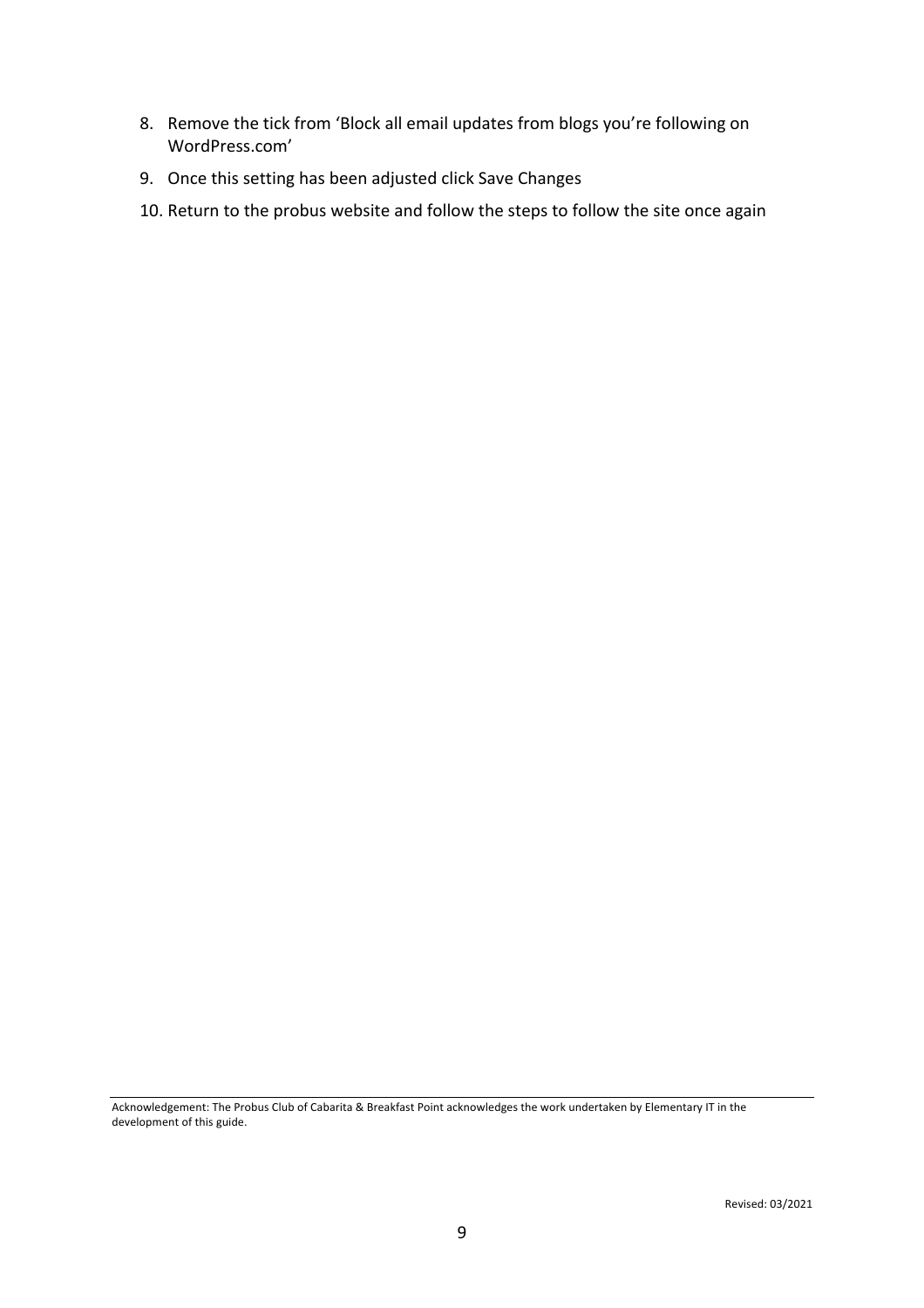8. Remove the tick from 'Block all email updates from blogs you're following on WordPress.com'
9. Once this setting has been adjusted click Save Changes
10. Return to the probus website and follow the steps to follow the site once again

Acknowledgement: The Probus Club of Cabarita & Breakfast Point acknowledges the work undertaken by Elementary IT in the development of this guide.

Revised: 03/2021